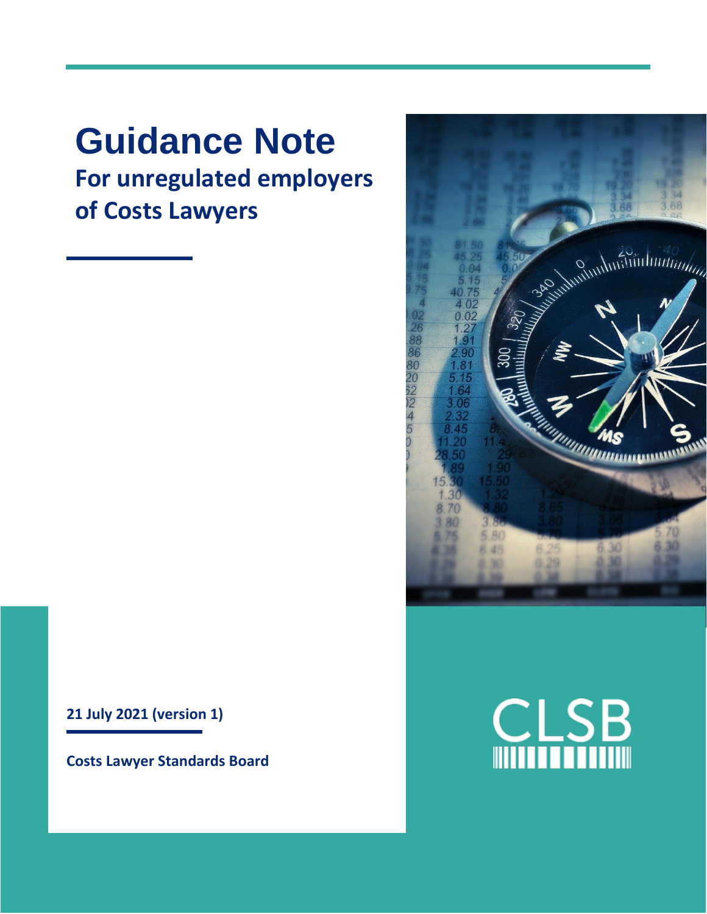# Guidance Note

## For unregulated employers of Costs Lawyers

**21 July 2021 (version 1)**

**Costs Lawyer Standards Board**

CLSB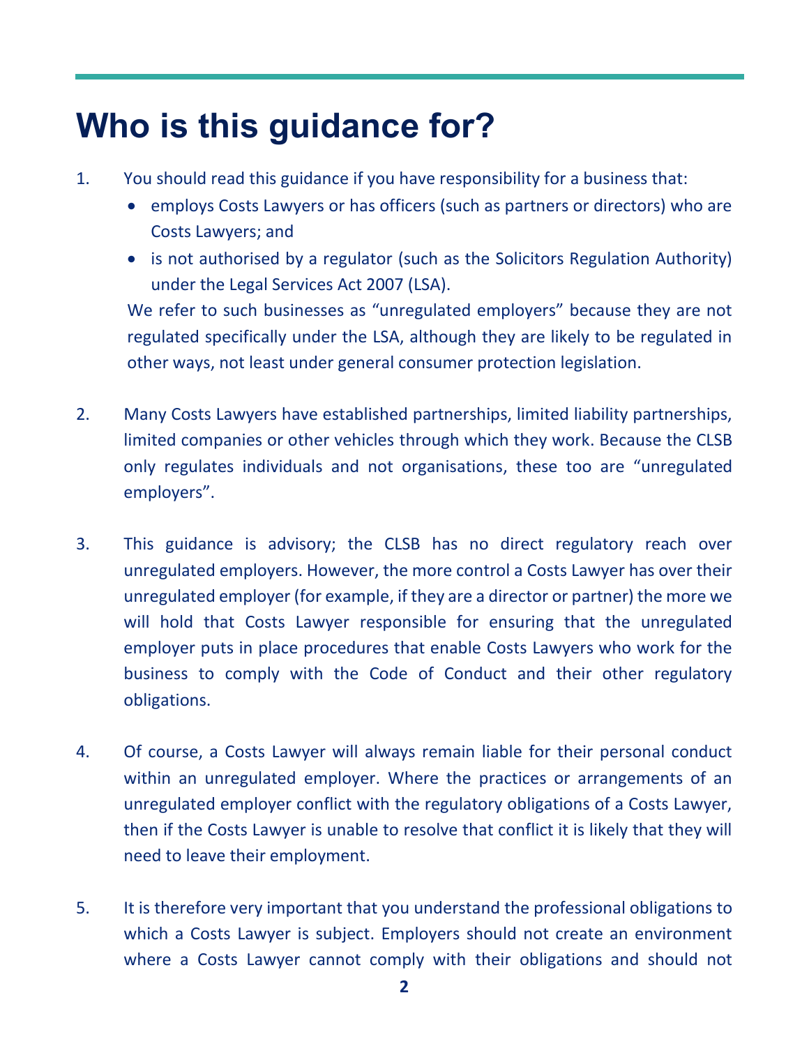# Who is this guidance for?

1. You should read this guidance if you have responsibility for a business that:
   - employs Costs Lawyers or has officers (such as partners or directors) who are Costs Lawyers; and
   - is not authorised by a regulator (such as the Solicitors Regulation Authority) under the Legal Services Act 2007 (LSA).

   We refer to such businesses as "unregulated employers" because they are not regulated specifically under the LSA, although they are likely to be regulated in other ways, not least under general consumer protection legislation.

2. Many Costs Lawyers have established partnerships, limited liability partnerships, limited companies or other vehicles through which they work. Because the CLSB only regulates individuals and not organisations, these too are "unregulated employers".

3. This guidance is advisory; the CLSB has no direct regulatory reach over unregulated employers. However, the more control a Costs Lawyer has over their unregulated employer (for example, if they are a director or partner) the more we will hold that Costs Lawyer responsible for ensuring that the unregulated employer puts in place procedures that enable Costs Lawyers who work for the business to comply with the Code of Conduct and their other regulatory obligations.

4. Of course, a Costs Lawyer will always remain liable for their personal conduct within an unregulated employer. Where the practices or arrangements of an unregulated employer conflict with the regulatory obligations of a Costs Lawyer, then if the Costs Lawyer is unable to resolve that conflict it is likely that they will need to leave their employment.

5. It is therefore very important that you understand the professional obligations to which a Costs Lawyer is subject. Employers should not create an environment where a Costs Lawyer cannot comply with their obligations and should not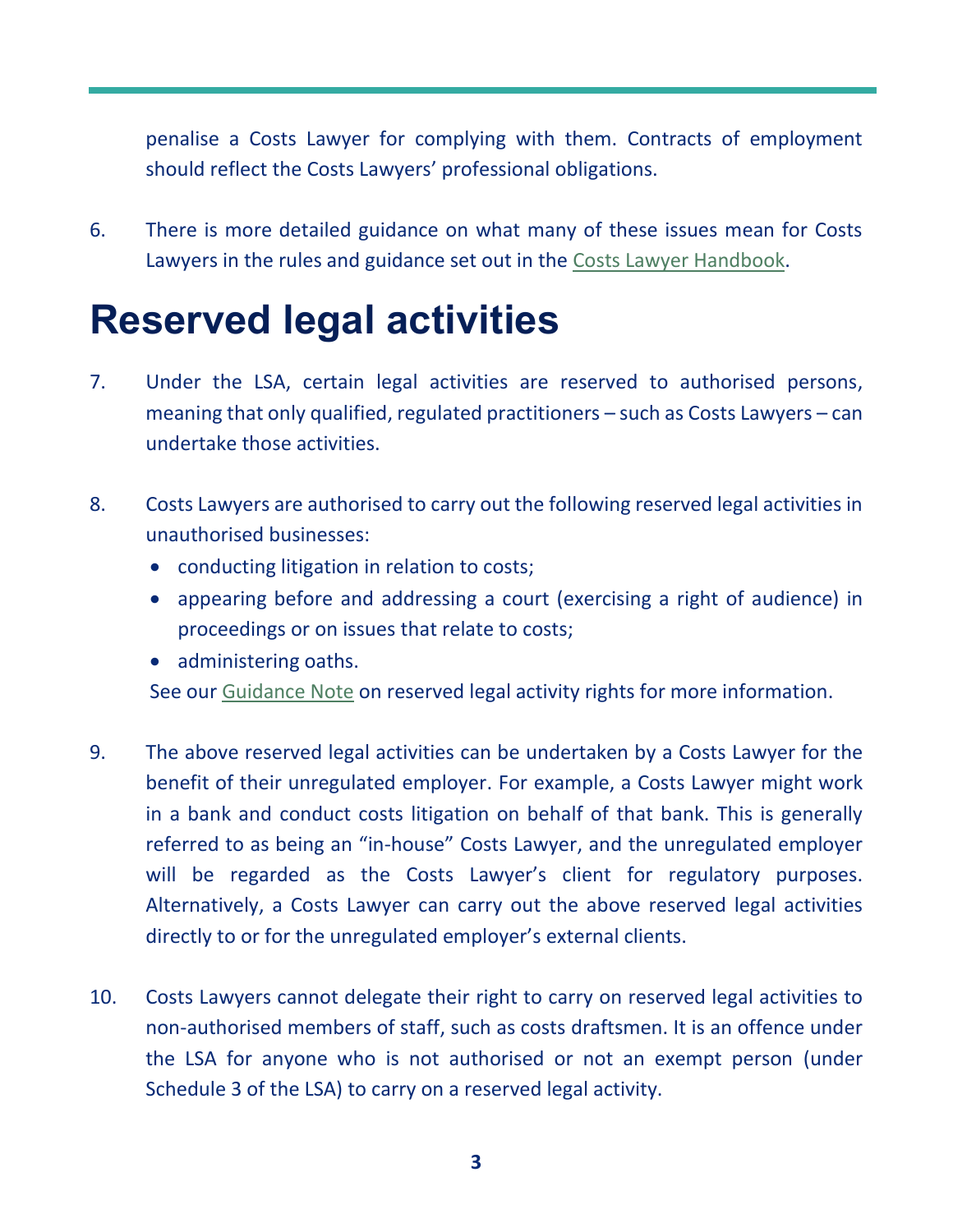penalise a Costs Lawyer for complying with them. Contracts of employment should reflect the Costs Lawyers' professional obligations.

6. There is more detailed guidance on what many of these issues mean for Costs Lawyers in the rules and guidance set out in the Costs Lawyer Handbook.

# Reserved legal activities

7. Under the LSA, certain legal activities are reserved to authorised persons, meaning that only qualified, regulated practitioners – such as Costs Lawyers – can undertake those activities.

8. Costs Lawyers are authorised to carry out the following reserved legal activities in unauthorised businesses:
   - conducting litigation in relation to costs;
   - appearing before and addressing a court (exercising a right of audience) in proceedings or on issues that relate to costs;
   - administering oaths.

   See our Guidance Note on reserved legal activity rights for more information.

9. The above reserved legal activities can be undertaken by a Costs Lawyer for the benefit of their unregulated employer. For example, a Costs Lawyer might work in a bank and conduct costs litigation on behalf of that bank. This is generally referred to as being an "in-house" Costs Lawyer, and the unregulated employer will be regarded as the Costs Lawyer's client for regulatory purposes. Alternatively, a Costs Lawyer can carry out the above reserved legal activities directly to or for the unregulated employer's external clients.

10. Costs Lawyers cannot delegate their right to carry on reserved legal activities to non-authorised members of staff, such as costs draftsmen. It is an offence under the LSA for anyone who is not authorised or not an exempt person (under Schedule 3 of the LSA) to carry on a reserved legal activity.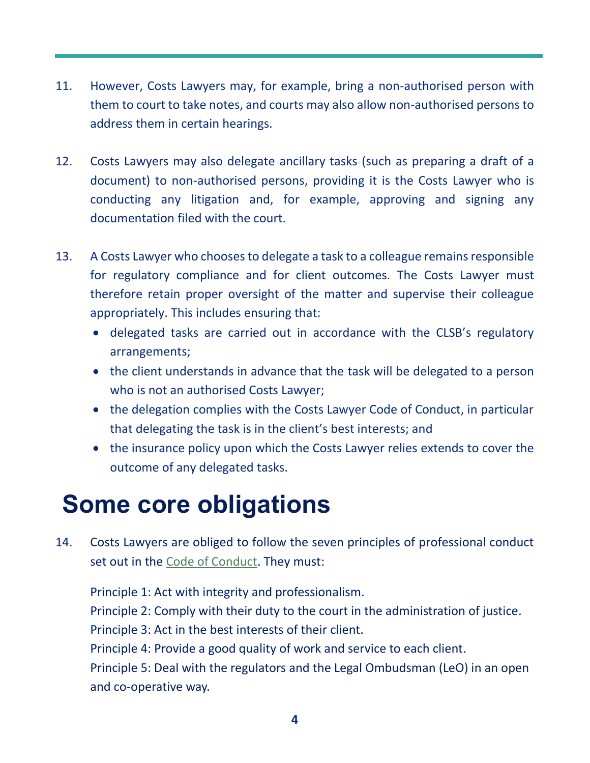11. However, Costs Lawyers may, for example, bring a non-authorised person with them to court to take notes, and courts may also allow non-authorised persons to address them in certain hearings.

12. Costs Lawyers may also delegate ancillary tasks (such as preparing a draft of a document) to non-authorised persons, providing it is the Costs Lawyer who is conducting any litigation and, for example, approving and signing any documentation filed with the court.

13. A Costs Lawyer who chooses to delegate a task to a colleague remains responsible for regulatory compliance and for client outcomes. The Costs Lawyer must therefore retain proper oversight of the matter and supervise their colleague appropriately. This includes ensuring that:
    - delegated tasks are carried out in accordance with the CLSB's regulatory arrangements;
    - the client understands in advance that the task will be delegated to a person who is not an authorised Costs Lawyer;
    - the delegation complies with the Costs Lawyer Code of Conduct, in particular that delegating the task is in the client's best interests; and
    - the insurance policy upon which the Costs Lawyer relies extends to cover the outcome of any delegated tasks.

# Some core obligations

14. Costs Lawyers are obliged to follow the seven principles of professional conduct set out in the Code of Conduct. They must:

    Principle 1: Act with integrity and professionalism.
    Principle 2: Comply with their duty to the court in the administration of justice.
    Principle 3: Act in the best interests of their client.
    Principle 4: Provide a good quality of work and service to each client.
    Principle 5: Deal with the regulators and the Legal Ombudsman (LeO) in an open and co-operative way.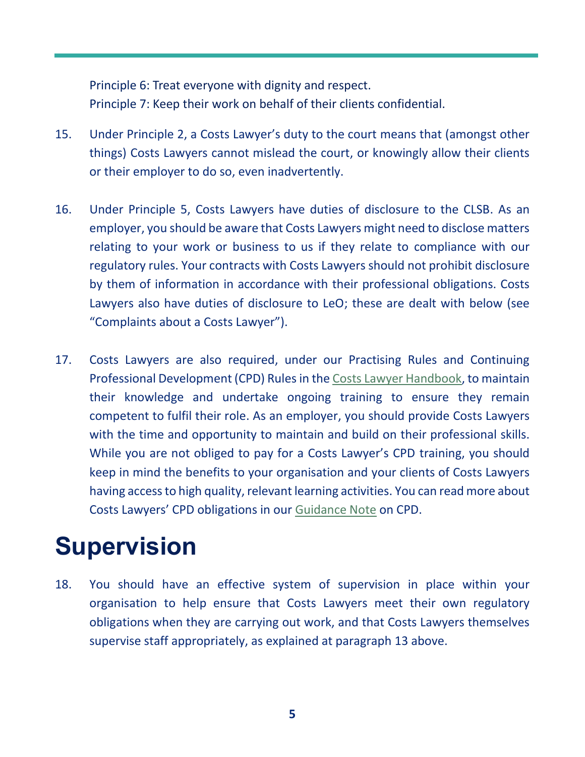Principle 6: Treat everyone with dignity and respect.
Principle 7: Keep their work on behalf of their clients confidential.

15. Under Principle 2, a Costs Lawyer's duty to the court means that (amongst other things) Costs Lawyers cannot mislead the court, or knowingly allow their clients or their employer to do so, even inadvertently.

16. Under Principle 5, Costs Lawyers have duties of disclosure to the CLSB. As an employer, you should be aware that Costs Lawyers might need to disclose matters relating to your work or business to us if they relate to compliance with our regulatory rules. Your contracts with Costs Lawyers should not prohibit disclosure by them of information in accordance with their professional obligations. Costs Lawyers also have duties of disclosure to LeO; these are dealt with below (see "Complaints about a Costs Lawyer").

17. Costs Lawyers are also required, under our Practising Rules and Continuing Professional Development (CPD) Rules in the Costs Lawyer Handbook, to maintain their knowledge and undertake ongoing training to ensure they remain competent to fulfil their role. As an employer, you should provide Costs Lawyers with the time and opportunity to maintain and build on their professional skills. While you are not obliged to pay for a Costs Lawyer's CPD training, you should keep in mind the benefits to your organisation and your clients of Costs Lawyers having access to high quality, relevant learning activities. You can read more about Costs Lawyers' CPD obligations in our Guidance Note on CPD.

# Supervision

18. You should have an effective system of supervision in place within your organisation to help ensure that Costs Lawyers meet their own regulatory obligations when they are carrying out work, and that Costs Lawyers themselves supervise staff appropriately, as explained at paragraph 13 above.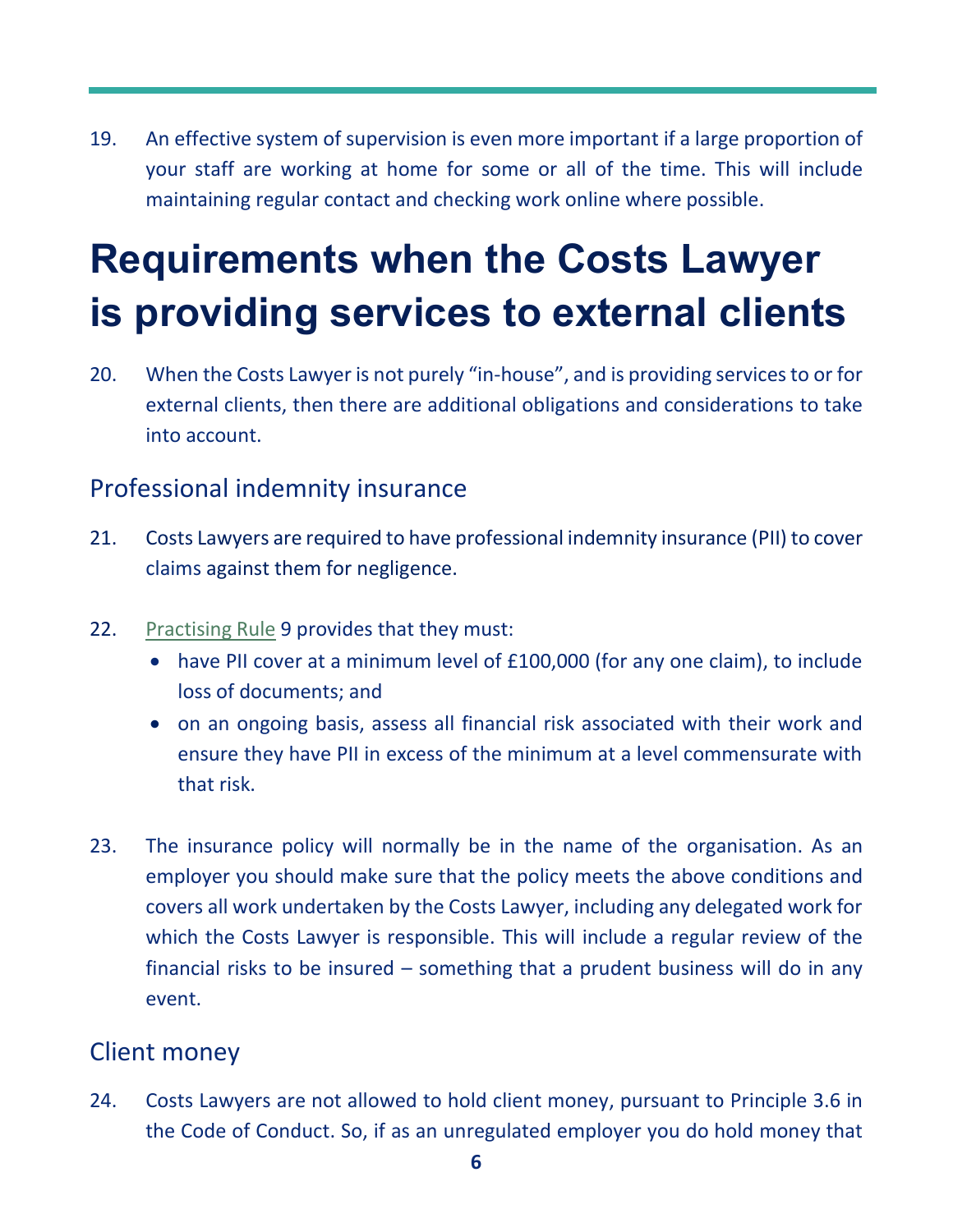19. An effective system of supervision is even more important if a large proportion of your staff are working at home for some or all of the time. This will include maintaining regular contact and checking work online where possible.

# Requirements when the Costs Lawyer is providing services to external clients

20. When the Costs Lawyer is not purely "in-house", and is providing services to or for external clients, then there are additional obligations and considerations to take into account.

## Professional indemnity insurance

21. Costs Lawyers are required to have professional indemnity insurance (PII) to cover claims against them for negligence.

22. Practising Rule 9 provides that they must:
    - have PII cover at a minimum level of £100,000 (for any one claim), to include loss of documents; and
    - on an ongoing basis, assess all financial risk associated with their work and ensure they have PII in excess of the minimum at a level commensurate with that risk.

23. The insurance policy will normally be in the name of the organisation. As an employer you should make sure that the policy meets the above conditions and covers all work undertaken by the Costs Lawyer, including any delegated work for which the Costs Lawyer is responsible. This will include a regular review of the financial risks to be insured – something that a prudent business will do in any event.

## Client money

24. Costs Lawyers are not allowed to hold client money, pursuant to Principle 3.6 in the Code of Conduct. So, if as an unregulated employer you do hold money that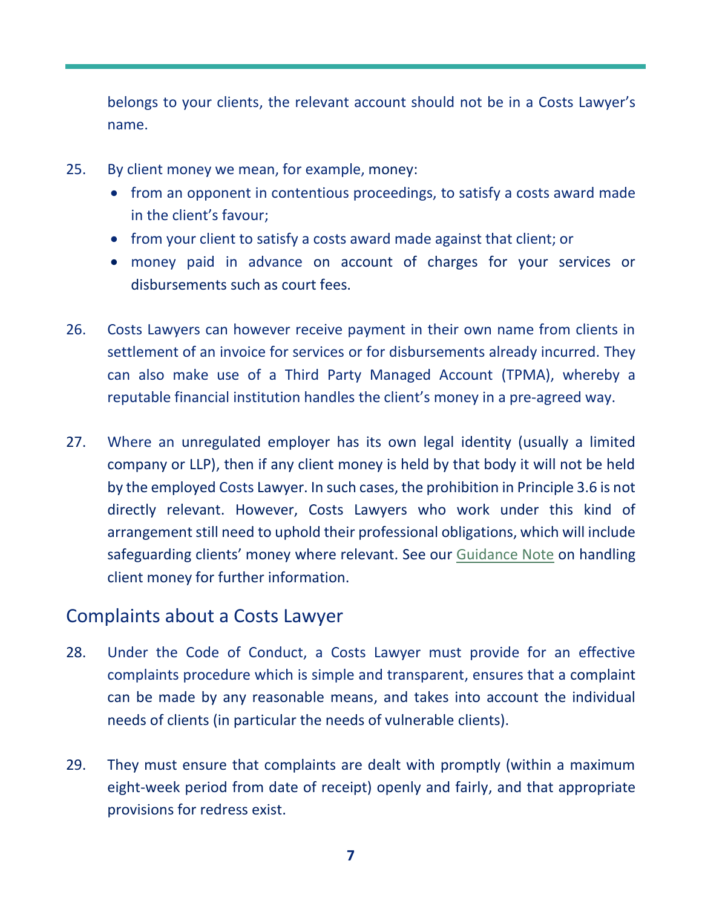belongs to your clients, the relevant account should not be in a Costs Lawyer's name.

25. By client money we mean, for example, money:
    - from an opponent in contentious proceedings, to satisfy a costs award made in the client's favour;
    - from your client to satisfy a costs award made against that client; or
    - money paid in advance on account of charges for your services or disbursements such as court fees.

26. Costs Lawyers can however receive payment in their own name from clients in settlement of an invoice for services or for disbursements already incurred. They can also make use of a Third Party Managed Account (TPMA), whereby a reputable financial institution handles the client's money in a pre-agreed way.

27. Where an unregulated employer has its own legal identity (usually a limited company or LLP), then if any client money is held by that body it will not be held by the employed Costs Lawyer. In such cases, the prohibition in Principle 3.6 is not directly relevant. However, Costs Lawyers who work under this kind of arrangement still need to uphold their professional obligations, which will include safeguarding clients' money where relevant. See our Guidance Note on handling client money for further information.

## Complaints about a Costs Lawyer

28. Under the Code of Conduct, a Costs Lawyer must provide for an effective complaints procedure which is simple and transparent, ensures that a complaint can be made by any reasonable means, and takes into account the individual needs of clients (in particular the needs of vulnerable clients).

29. They must ensure that complaints are dealt with promptly (within a maximum eight-week period from date of receipt) openly and fairly, and that appropriate provisions for redress exist.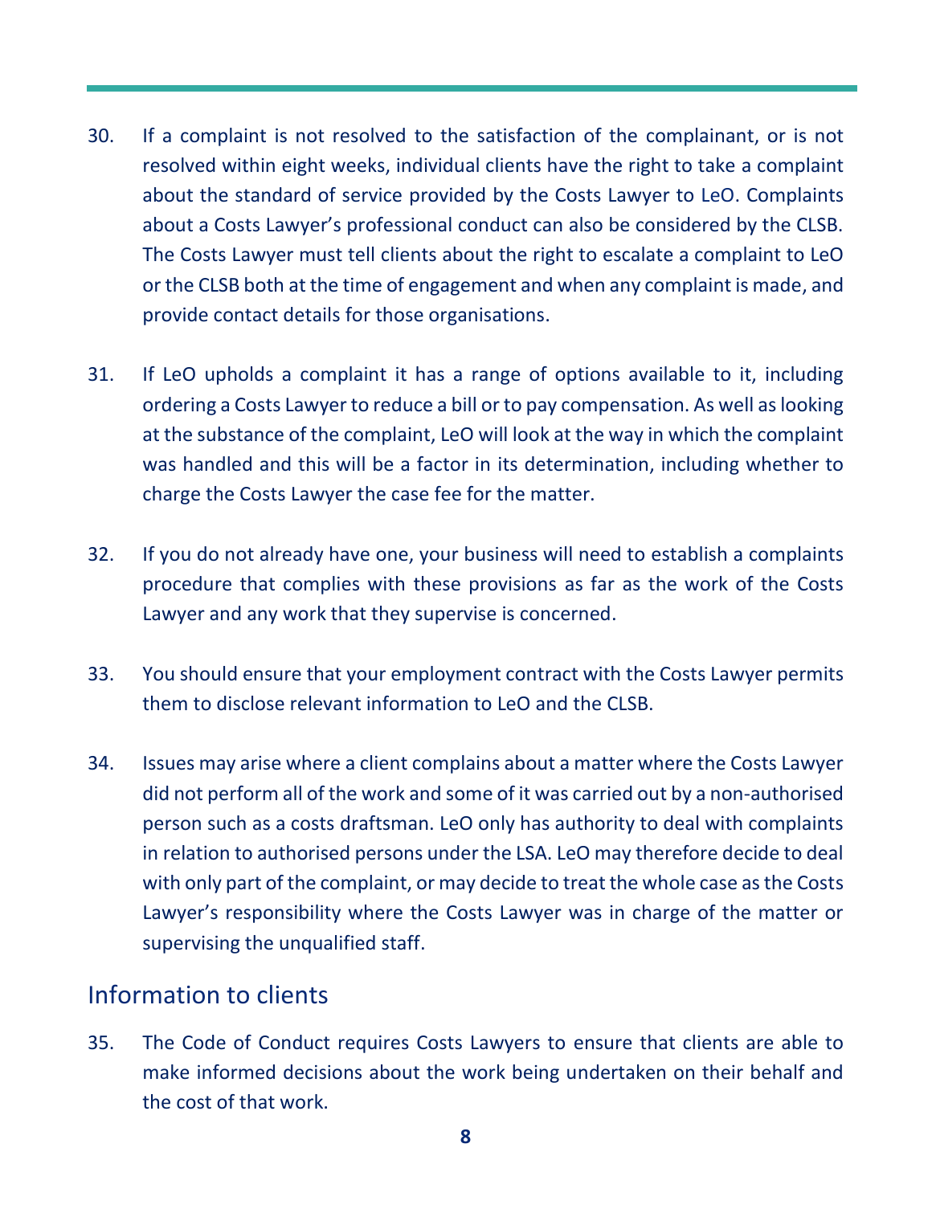30. If a complaint is not resolved to the satisfaction of the complainant, or is not resolved within eight weeks, individual clients have the right to take a complaint about the standard of service provided by the Costs Lawyer to LeO. Complaints about a Costs Lawyer's professional conduct can also be considered by the CLSB. The Costs Lawyer must tell clients about the right to escalate a complaint to LeO or the CLSB both at the time of engagement and when any complaint is made, and provide contact details for those organisations.

31. If LeO upholds a complaint it has a range of options available to it, including ordering a Costs Lawyer to reduce a bill or to pay compensation. As well as looking at the substance of the complaint, LeO will look at the way in which the complaint was handled and this will be a factor in its determination, including whether to charge the Costs Lawyer the case fee for the matter.

32. If you do not already have one, your business will need to establish a complaints procedure that complies with these provisions as far as the work of the Costs Lawyer and any work that they supervise is concerned.

33. You should ensure that your employment contract with the Costs Lawyer permits them to disclose relevant information to LeO and the CLSB.

34. Issues may arise where a client complains about a matter where the Costs Lawyer did not perform all of the work and some of it was carried out by a non-authorised person such as a costs draftsman. LeO only has authority to deal with complaints in relation to authorised persons under the LSA. LeO may therefore decide to deal with only part of the complaint, or may decide to treat the whole case as the Costs Lawyer's responsibility where the Costs Lawyer was in charge of the matter or supervising the unqualified staff.

## Information to clients

35. The Code of Conduct requires Costs Lawyers to ensure that clients are able to make informed decisions about the work being undertaken on their behalf and the cost of that work.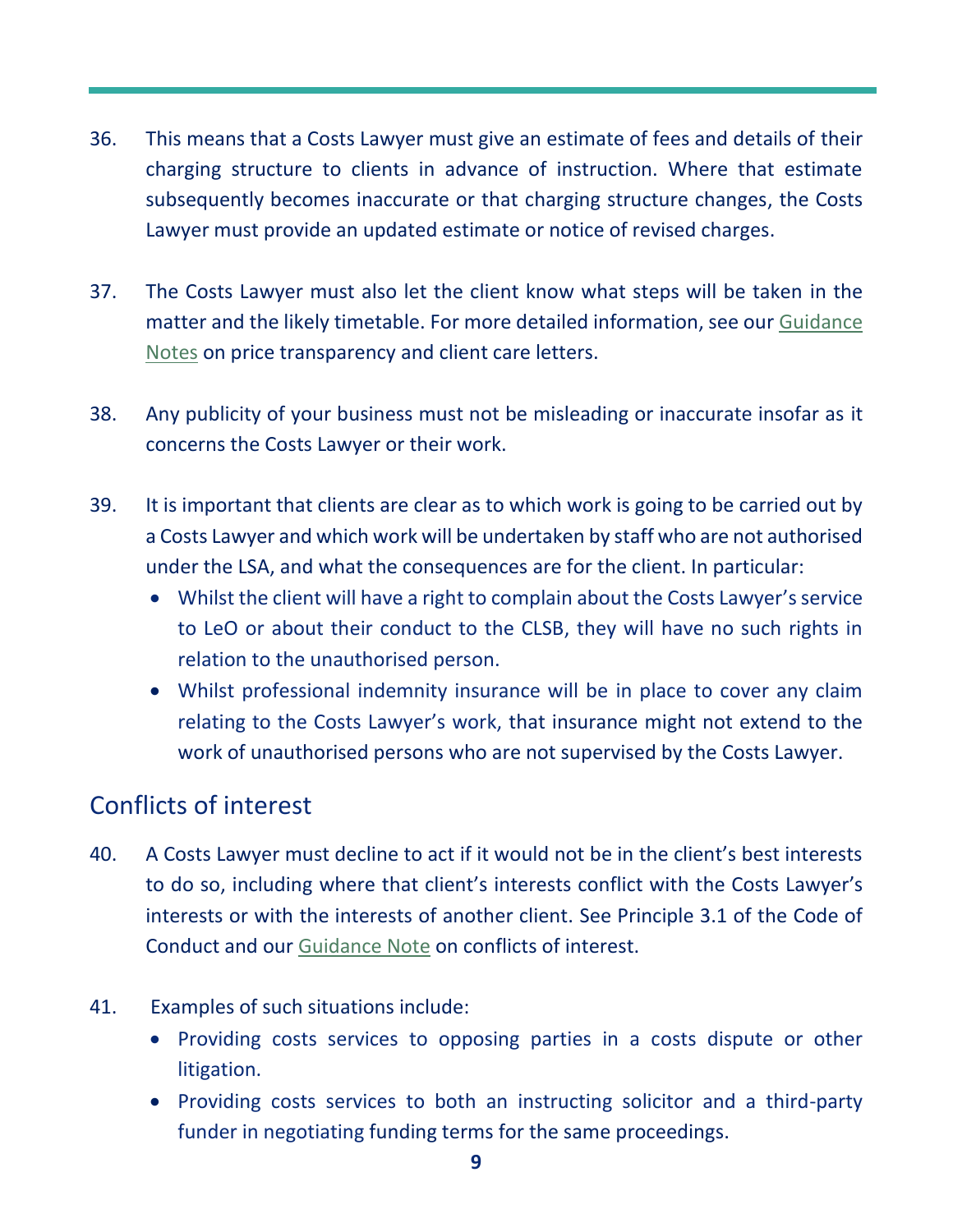36. This means that a Costs Lawyer must give an estimate of fees and details of their charging structure to clients in advance of instruction. Where that estimate subsequently becomes inaccurate or that charging structure changes, the Costs Lawyer must provide an updated estimate or notice of revised charges.

37. The Costs Lawyer must also let the client know what steps will be taken in the matter and the likely timetable. For more detailed information, see our Guidance Notes on price transparency and client care letters.

38. Any publicity of your business must not be misleading or inaccurate insofar as it concerns the Costs Lawyer or their work.

39. It is important that clients are clear as to which work is going to be carried out by a Costs Lawyer and which work will be undertaken by staff who are not authorised under the LSA, and what the consequences are for the client. In particular:
    - Whilst the client will have a right to complain about the Costs Lawyer's service to LeO or about their conduct to the CLSB, they will have no such rights in relation to the unauthorised person.
    - Whilst professional indemnity insurance will be in place to cover any claim relating to the Costs Lawyer's work, that insurance might not extend to the work of unauthorised persons who are not supervised by the Costs Lawyer.

## Conflicts of interest

40. A Costs Lawyer must decline to act if it would not be in the client's best interests to do so, including where that client's interests conflict with the Costs Lawyer's interests or with the interests of another client. See Principle 3.1 of the Code of Conduct and our Guidance Note on conflicts of interest.

41. Examples of such situations include:
    - Providing costs services to opposing parties in a costs dispute or other litigation.
    - Providing costs services to both an instructing solicitor and a third-party funder in negotiating funding terms for the same proceedings.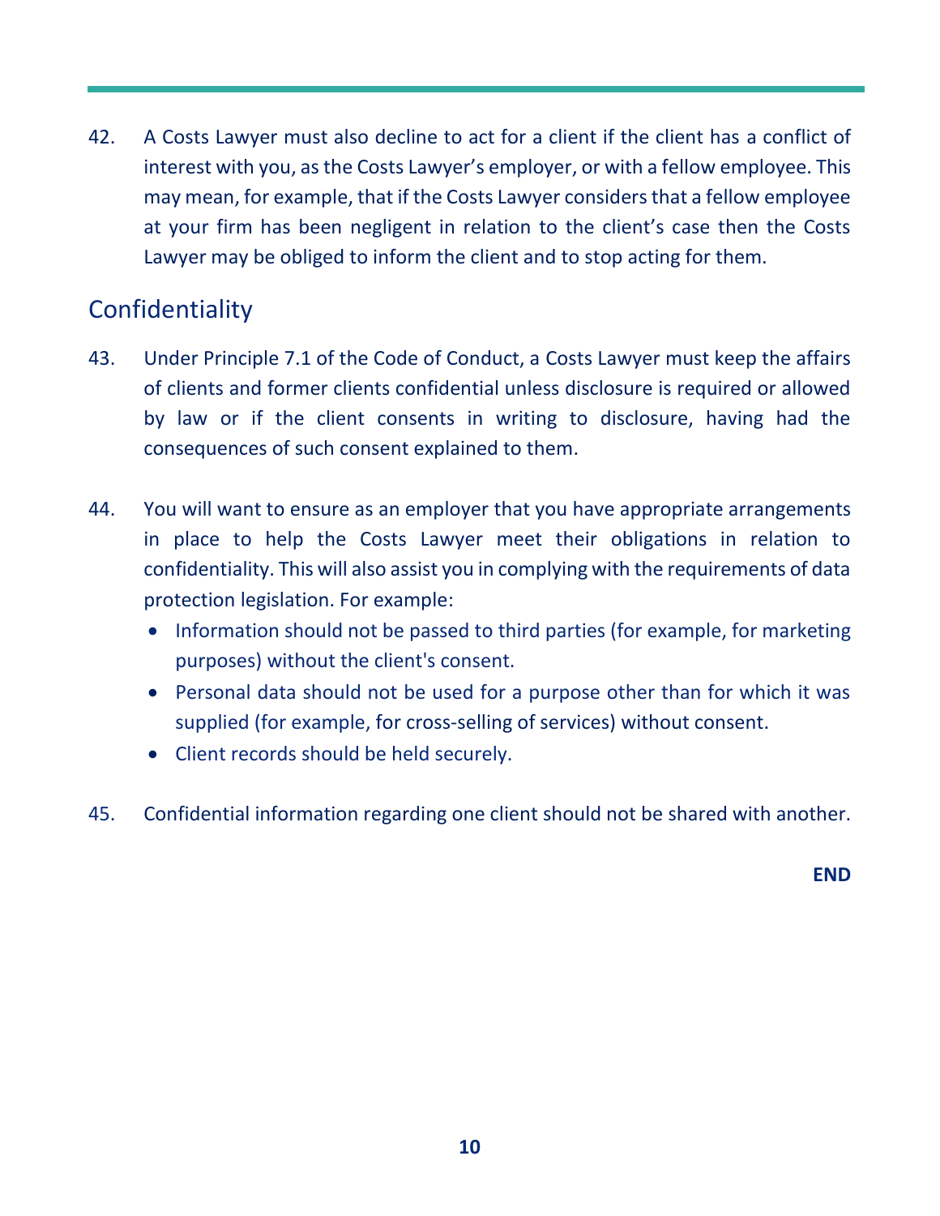42. A Costs Lawyer must also decline to act for a client if the client has a conflict of interest with you, as the Costs Lawyer's employer, or with a fellow employee. This may mean, for example, that if the Costs Lawyer considers that a fellow employee at your firm has been negligent in relation to the client's case then the Costs Lawyer may be obliged to inform the client and to stop acting for them.

## Confidentiality

43. Under Principle 7.1 of the Code of Conduct, a Costs Lawyer must keep the affairs of clients and former clients confidential unless disclosure is required or allowed by law or if the client consents in writing to disclosure, having had the consequences of such consent explained to them.

44. You will want to ensure as an employer that you have appropriate arrangements in place to help the Costs Lawyer meet their obligations in relation to confidentiality. This will also assist you in complying with the requirements of data protection legislation. For example:
    - Information should not be passed to third parties (for example, for marketing purposes) without the client's consent.
    - Personal data should not be used for a purpose other than for which it was supplied (for example, for cross-selling of services) without consent.
    - Client records should be held securely.

45. Confidential information regarding one client should not be shared with another.

**END**